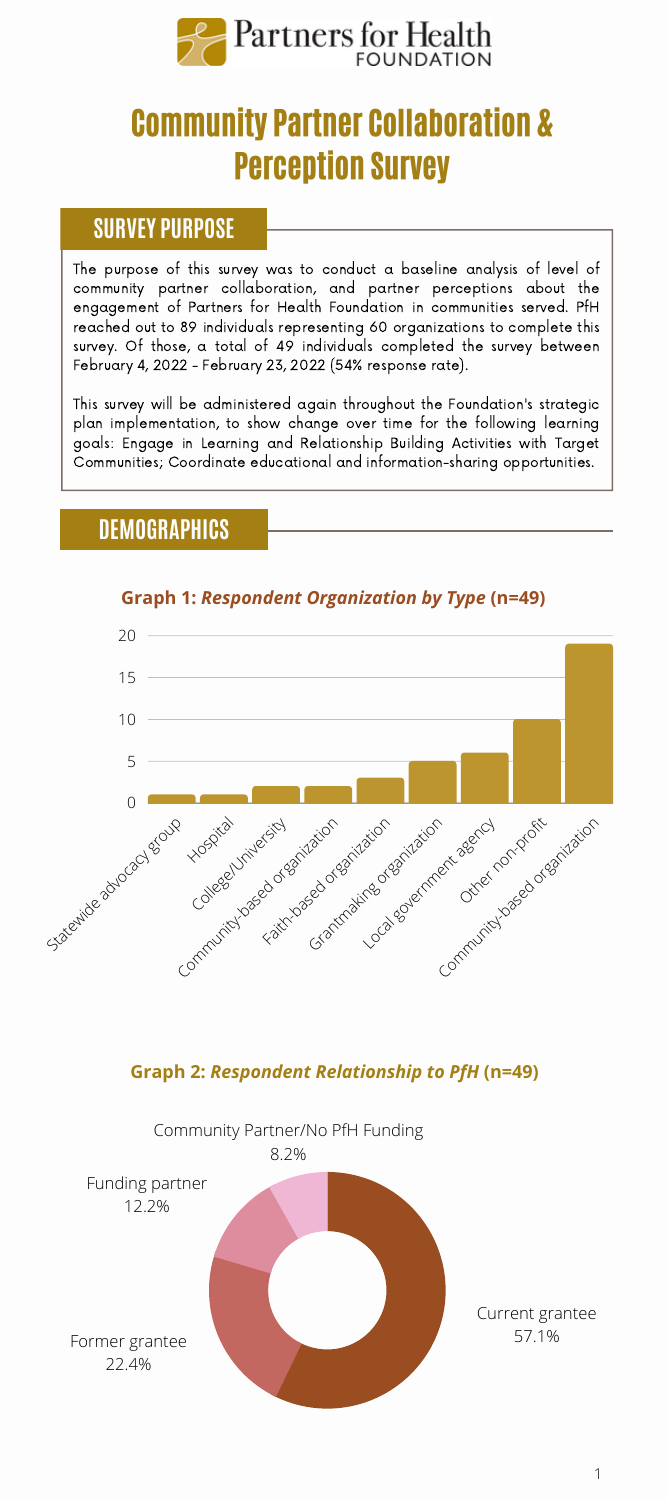# Partners for Health FOUNDATION

# Community Partner Collaboration & Perception Survey

## SURVEY PURPOSE

The purpose of this survey was to conduct a baseline analysis of level of community partner collaboration, and partner perceptions about the engagement of Partners for Health Foundation in communities served. PfH reached out to 89 individuals representing 60 organizations to complete this survey. Of those, a total of 49 individuals completed the survey between February 4, 2022 - February 23, 2022 (54% response rate).

This survey will be administered again throughout the Foundation's strategic plan implementation, to show change over time for the following learning goals: Engage in Learning and Relationship Building Activities with Target Communities; Coordinate educational and information-sharing opportunities.

## DEMOGRAPHICS

**Graph 1: *Respondent Organization by Type* (n=49)**

| Organization Type | Count |
|---|---|
| Statewide advocacy group | 1 |
| Hospital | 1 |
| College/University | 2 |
| Community-based organization | 2 |
| Faith-based organization | 3 |
| Grantmaking organization | 5 |
| Local government agency | 6 |
| Other non-profit | 10 |
| Community-based organization | 19 |

**Graph 2: *Respondent Relationship to PfH* (n=49)**

| Relationship | Percent |
|---|---|
| Current grantee | 57.1% |
| Former grantee | 22.4% |
| Funding partner | 12.2% |
| Community Partner/No PfH Funding | 8.2% |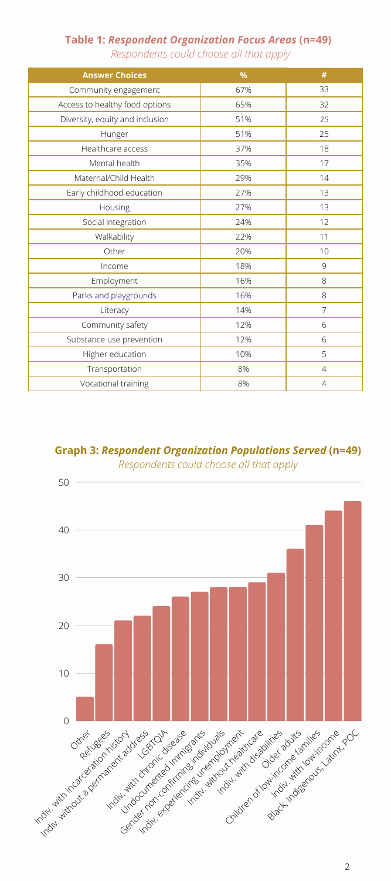**Table 1: *Respondent Organization Focus Areas* (n=49)**

*Respondents could choose all that apply*

| Answer Choices | % | # |
|---|---|---|
| Community engagement | 67% | 33 |
| Access to healthy food options | 65% | 32 |
| Diversity, equity and inclusion | 51% | 25 |
| Hunger | 51% | 25 |
| Healthcare access | 37% | 18 |
| Mental health | 35% | 17 |
| Maternal/Child Health | 29% | 14 |
| Early childhood education | 27% | 13 |
| Housing | 27% | 13 |
| Social integration | 24% | 12 |
| Walkability | 22% | 11 |
| Other | 20% | 10 |
| Income | 18% | 9 |
| Employment | 16% | 8 |
| Parks and playgrounds | 16% | 8 |
| Literacy | 14% | 7 |
| Community safety | 12% | 6 |
| Substance use prevention | 12% | 6 |
| Higher education | 10% | 5 |
| Transportation | 8% | 4 |
| Vocational training | 8% | 4 |

**Graph 3: *Respondent Organization Populations Served* (n=49)**

*Respondents could choose all that apply*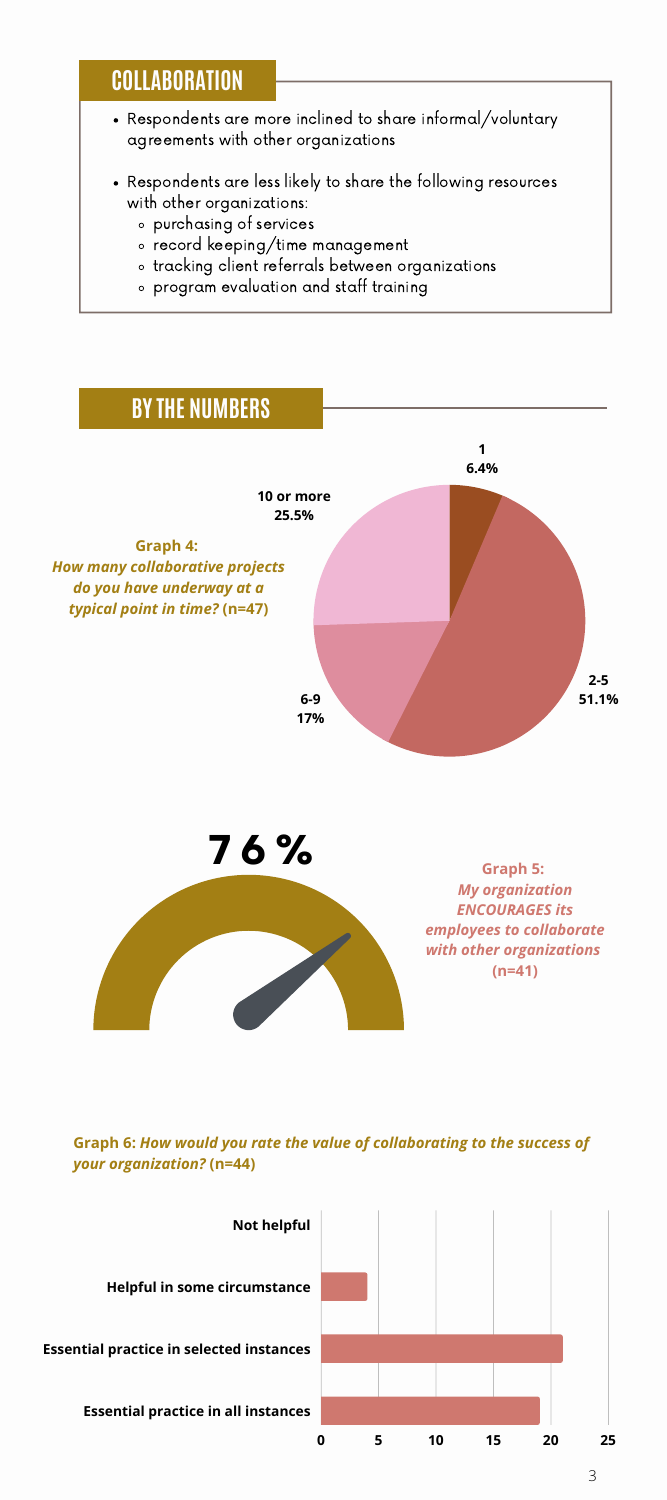## COLLABORATION

- Respondents are more inclined to share informal/voluntary agreements with other organizations
- Respondents are less likely to share the following resources with other organizations:
  - purchasing of services
  - record keeping/time management
  - tracking client referrals between organizations
  - program evaluation and staff training

## BY THE NUMBERS

**Graph 4:** ***How many collaborative projects do you have underway at a typical point in time?*** **(n=47)**

| Response | Percentage |
| --- | --- |
| 1 | 6.4% |
| 2-5 | 51.1% |
| 6-9 | 17% |
| 10 or more | 25.5% |

**76%**

**Graph 5:** ***My organization ENCOURAGES its employees to collaborate with other organizations*** **(n=41)**

**Graph 6:** ***How would you rate the value of collaborating to the success of your organization?*** **(n=44)**

- Not helpful
- Helpful in some circumstance
- Essential practice in selected instances
- Essential practice in all instances

Axis: 0, 5, 10, 15, 20, 25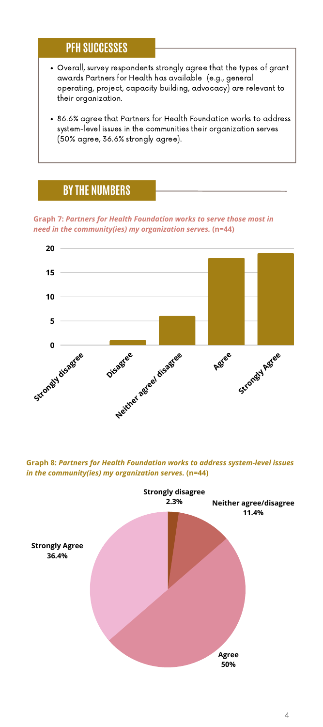## PFH SUCCESSES

- Overall, survey respondents strongly agree that the types of grant awards Partners for Health has available (e.g., general operating, project, capacity building, advocacy) are relevant to their organization.
- 86.6% agree that Partners for Health Foundation works to address system-level issues in the communities their organization serves (50% agree, 36.6% strongly agree).

## BY THE NUMBERS

**Graph 7: *Partners for Health Foundation works to serve those most in need in the community(ies) my organization serves.* (n=44)**

| Response | Count |
|---|---|
| Strongly disagree | 0 |
| Disagree | 1 |
| Neither agree/ disagree | 6 |
| Agree | 18 |
| Strongly Agree | 19 |

**Graph 8: *Partners for Health Foundation works to address system-level issues in the community(ies) my organization serves.* (n=44)**

| Response | Percent |
|---|---|
| Strongly disagree | 2.3% |
| Neither agree/disagree | 11.4% |
| Agree | 50% |
| Strongly Agree | 36.4% |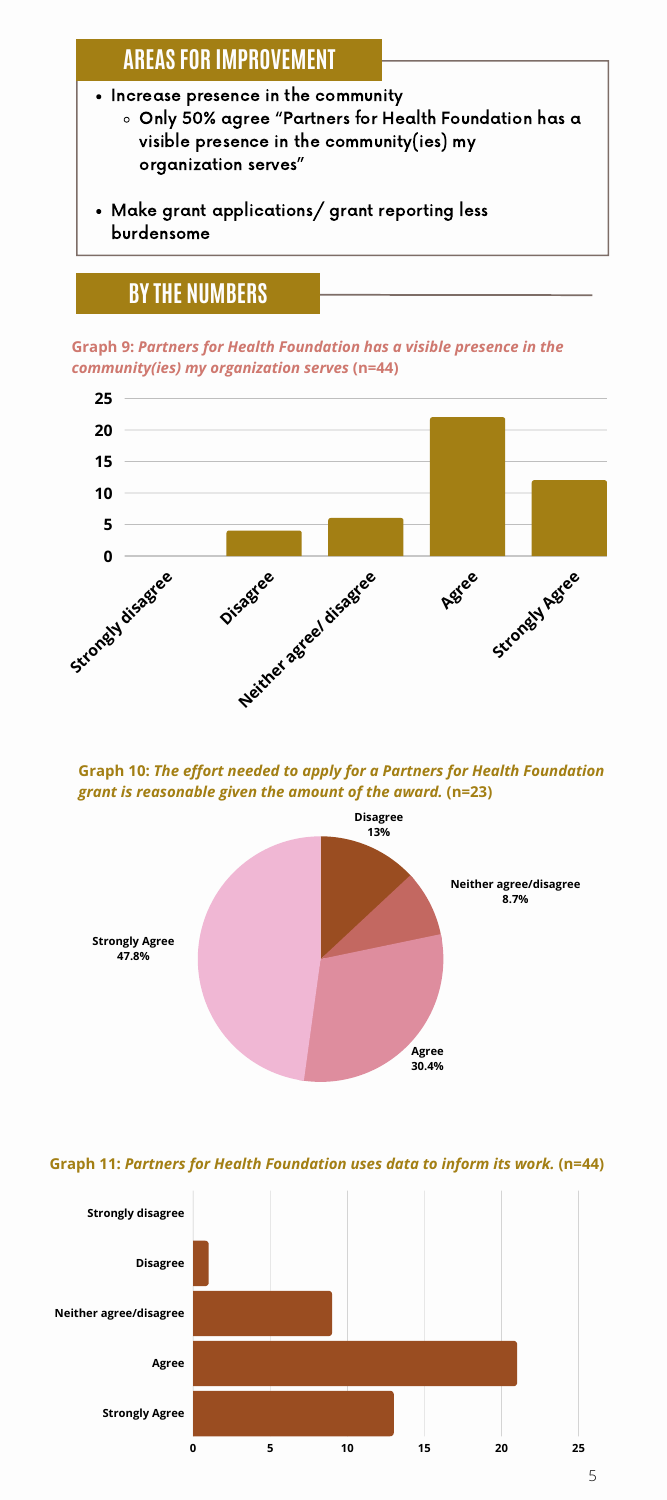## AREAS FOR IMPROVEMENT

- Increase presence in the community
  - Only 50% agree "Partners for Health Foundation has a visible presence in the community(ies) my organization serves"
- Make grant applications/ grant reporting less burdensome

## BY THE NUMBERS

**Graph 9:** ***Partners for Health Foundation has a visible presence in the community(ies) my organization serves*** **(n=44)**

**Graph 10:** ***The effort needed to apply for a Partners for Health Foundation grant is reasonable given the amount of the award.*** **(n=23)**

Disagree 13%

Neither agree/disagree 8.7%

Agree 30.4%

Strongly Agree 47.8%

**Graph 11:** ***Partners for Health Foundation uses data to inform its work.*** **(n=44)**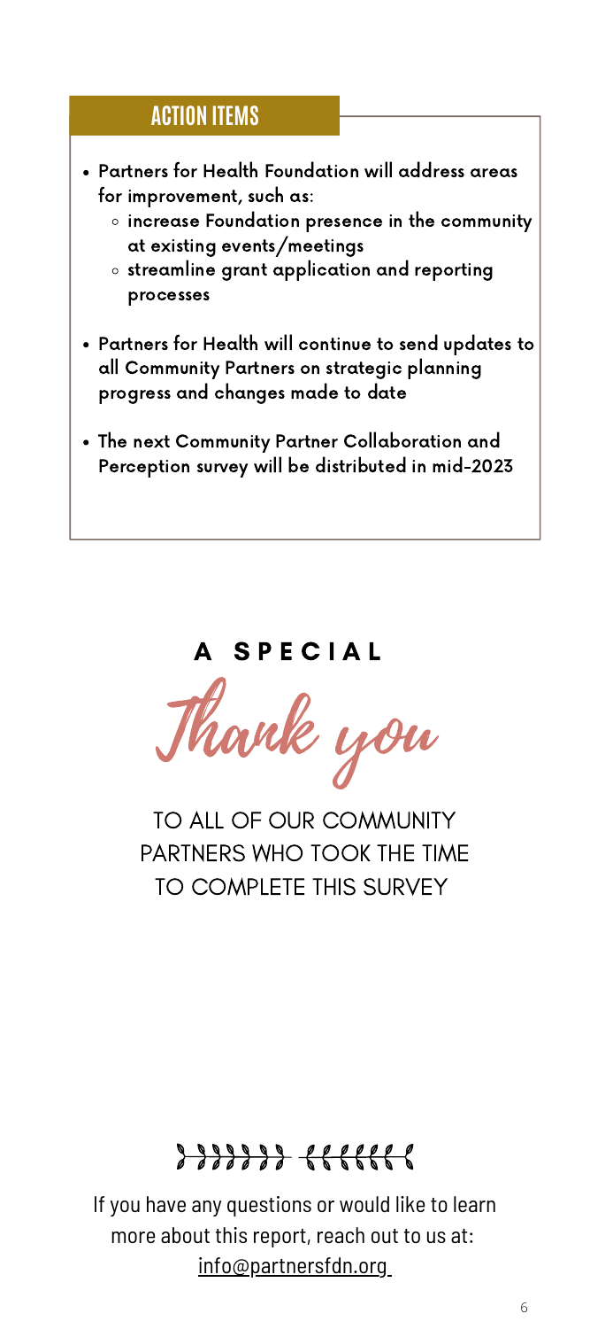## ACTION ITEMS

- Partners for Health Foundation will address areas for improvement, such as:
  - increase Foundation presence in the community at existing events/meetings
  - streamline grant application and reporting processes
- Partners for Health will continue to send updates to all Community Partners on strategic planning progress and changes made to date
- The next Community Partner Collaboration and Perception survey will be distributed in mid-2023

## A SPECIAL *Thank you*

TO ALL OF OUR COMMUNITY PARTNERS WHO TOOK THE TIME TO COMPLETE THIS SURVEY

If you have any questions or would like to learn more about this report, reach out to us at: info@partnersfdn.org